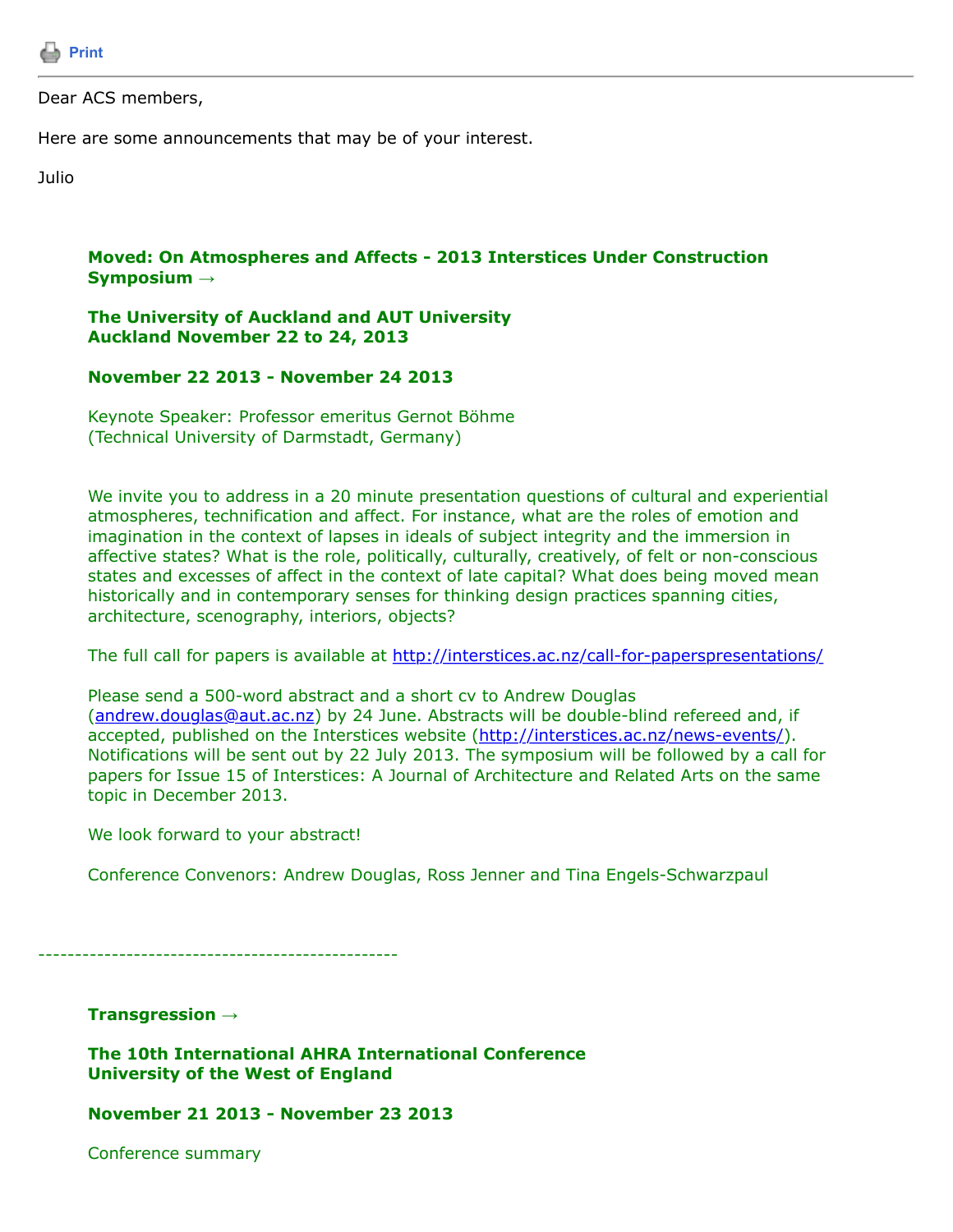Print

---

Dear ACS members,

Here are some announcements that may be of your interest.

Julio

**Moved: On Atmospheres and Affects - 2013 Interstices Under Construction Symposium →**

**The University of Auckland and AUT University**
**Auckland November 22 to 24, 2013**

**November 22 2013 - November 24 2013**

Keynote Speaker: Professor emeritus Gernot Böhme
(Technical University of Darmstadt, Germany)

We invite you to address in a 20 minute presentation questions of cultural and experiential atmospheres, technification and affect. For instance, what are the roles of emotion and imagination in the context of lapses in ideals of subject integrity and the immersion in affective states? What is the role, politically, culturally, creatively, of felt or non-conscious states and excesses of affect in the context of late capital? What does being moved mean historically and in contemporary senses for thinking design practices spanning cities, architecture, scenography, interiors, objects?

The full call for papers is available at http://interstices.ac.nz/call-for-paperspresentations/

Please send a 500-word abstract and a short cv to Andrew Douglas (andrew.douglas@aut.ac.nz) by 24 June. Abstracts will be double-blind refereed and, if accepted, published on the Interstices website (http://interstices.ac.nz/news-events/). Notifications will be sent out by 22 July 2013. The symposium will be followed by a call for papers for Issue 15 of Interstices: A Journal of Architecture and Related Arts on the same topic in December 2013.

We look forward to your abstract!

Conference Convenors: Andrew Douglas, Ross Jenner and Tina Engels-Schwarzpaul

-------------------------------------------------

**Transgression →**

**The 10th International AHRA International Conference**
**University of the West of England**

**November 21 2013 - November 23 2013**

Conference summary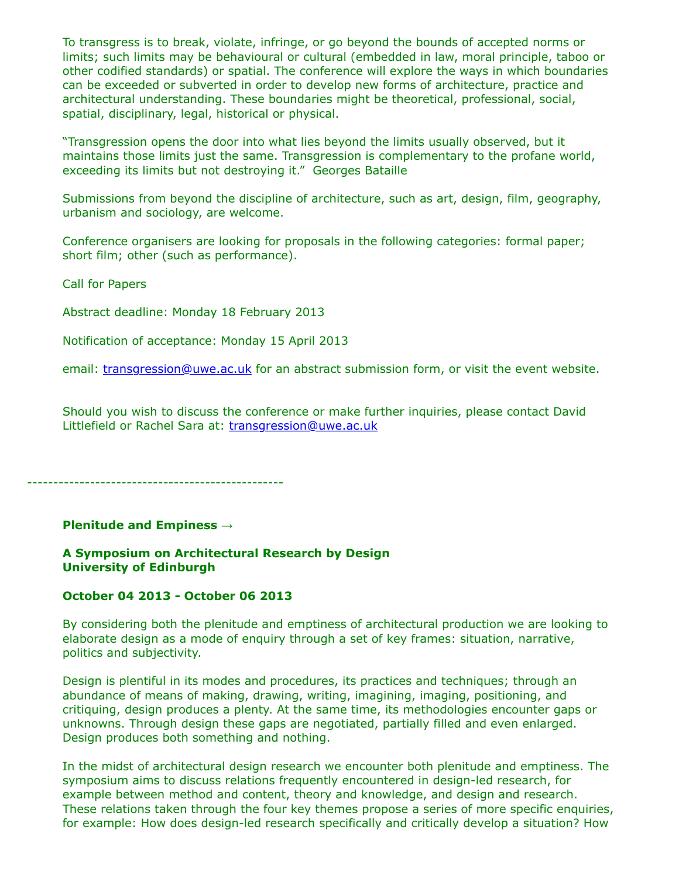To transgress is to break, violate, infringe, or go beyond the bounds of accepted norms or limits; such limits may be behavioural or cultural (embedded in law, moral principle, taboo or other codified standards) or spatial. The conference will explore the ways in which boundaries can be exceeded or subverted in order to develop new forms of architecture, practice and architectural understanding. These boundaries might be theoretical, professional, social, spatial, disciplinary, legal, historical or physical.

"Transgression opens the door into what lies beyond the limits usually observed, but it maintains those limits just the same. Transgression is complementary to the profane world, exceeding its limits but not destroying it." Georges Bataille

Submissions from beyond the discipline of architecture, such as art, design, film, geography, urbanism and sociology, are welcome.

Conference organisers are looking for proposals in the following categories: formal paper; short film; other (such as performance).

Call for Papers

Abstract deadline: Monday 18 February 2013

Notification of acceptance: Monday 15 April 2013

email: transgression@uwe.ac.uk for an abstract submission form, or visit the event website.

Should you wish to discuss the conference or make further inquiries, please contact David Littlefield or Rachel Sara at: transgression@uwe.ac.uk

-------------------------------------------------

**Plenitude and Empiness →**

**A Symposium on Architectural Research by Design**
**University of Edinburgh**

**October 04 2013 - October 06 2013**

By considering both the plenitude and emptiness of architectural production we are looking to elaborate design as a mode of enquiry through a set of key frames: situation, narrative, politics and subjectivity.

Design is plentiful in its modes and procedures, its practices and techniques; through an abundance of means of making, drawing, writing, imagining, imaging, positioning, and critiquing, design produces a plenty. At the same time, its methodologies encounter gaps or unknowns. Through design these gaps are negotiated, partially filled and even enlarged. Design produces both something and nothing.

In the midst of architectural design research we encounter both plenitude and emptiness. The symposium aims to discuss relations frequently encountered in design-led research, for example between method and content, theory and knowledge, and design and research. These relations taken through the four key themes propose a series of more specific enquiries, for example: How does design-led research specifically and critically develop a situation? How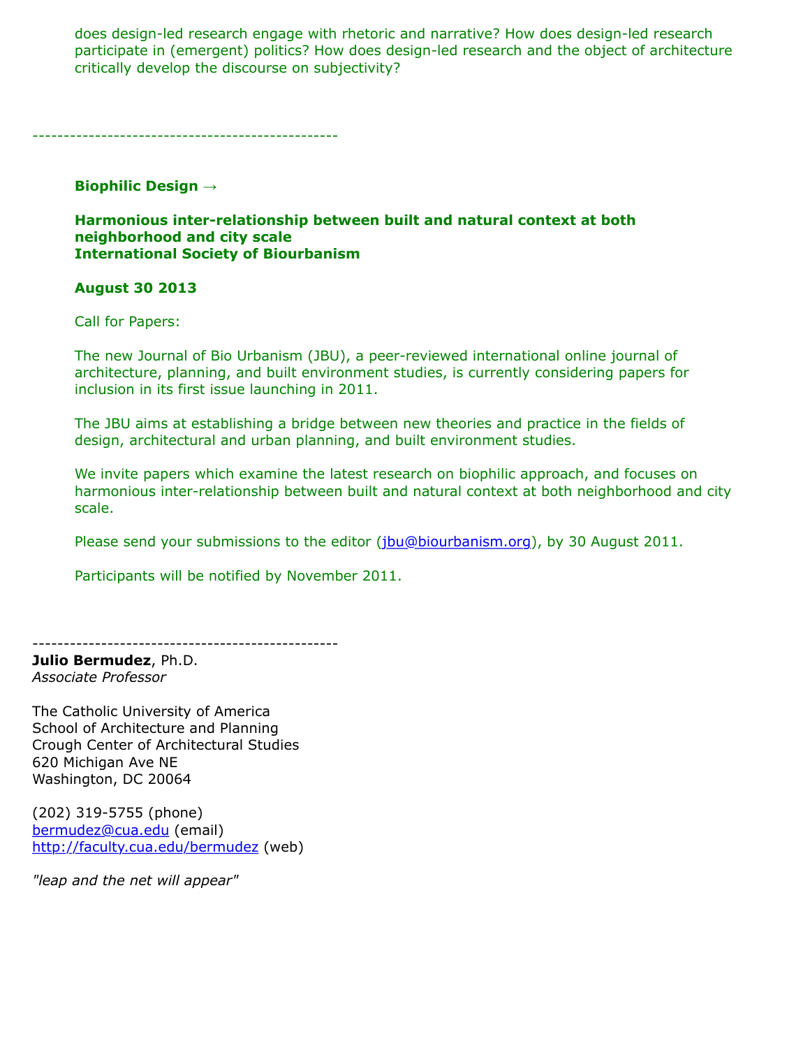does design-led research engage with rhetoric and narrative? How does design-led research participate in (emergent) politics? How does design-led research and the object of architecture critically develop the discourse on subjectivity?

-------------------------------------------------

**Biophilic Design →**

**Harmonious inter-relationship between built and natural context at both neighborhood and city scale**
**International Society of Biourbanism**

**August 30 2013**

Call for Papers:

The new Journal of Bio Urbanism (JBU), a peer-reviewed international online journal of architecture, planning, and built environment studies, is currently considering papers for inclusion in its first issue launching in 2011.

The JBU aims at establishing a bridge between new theories and practice in the fields of design, architectural and urban planning, and built environment studies.

We invite papers which examine the latest research on biophilic approach, and focuses on harmonious inter-relationship between built and natural context at both neighborhood and city scale.

Please send your submissions to the editor (jbu@biourbanism.org), by 30 August 2011.

Participants will be notified by November 2011.

-------------------------------------------------

**Julio Bermudez**, Ph.D.
*Associate Professor*

The Catholic University of America
School of Architecture and Planning
Crough Center of Architectural Studies
620 Michigan Ave NE
Washington, DC 20064

(202) 319-5755 (phone)
bermudez@cua.edu (email)
http://faculty.cua.edu/bermudez (web)

*"leap and the net will appear"*